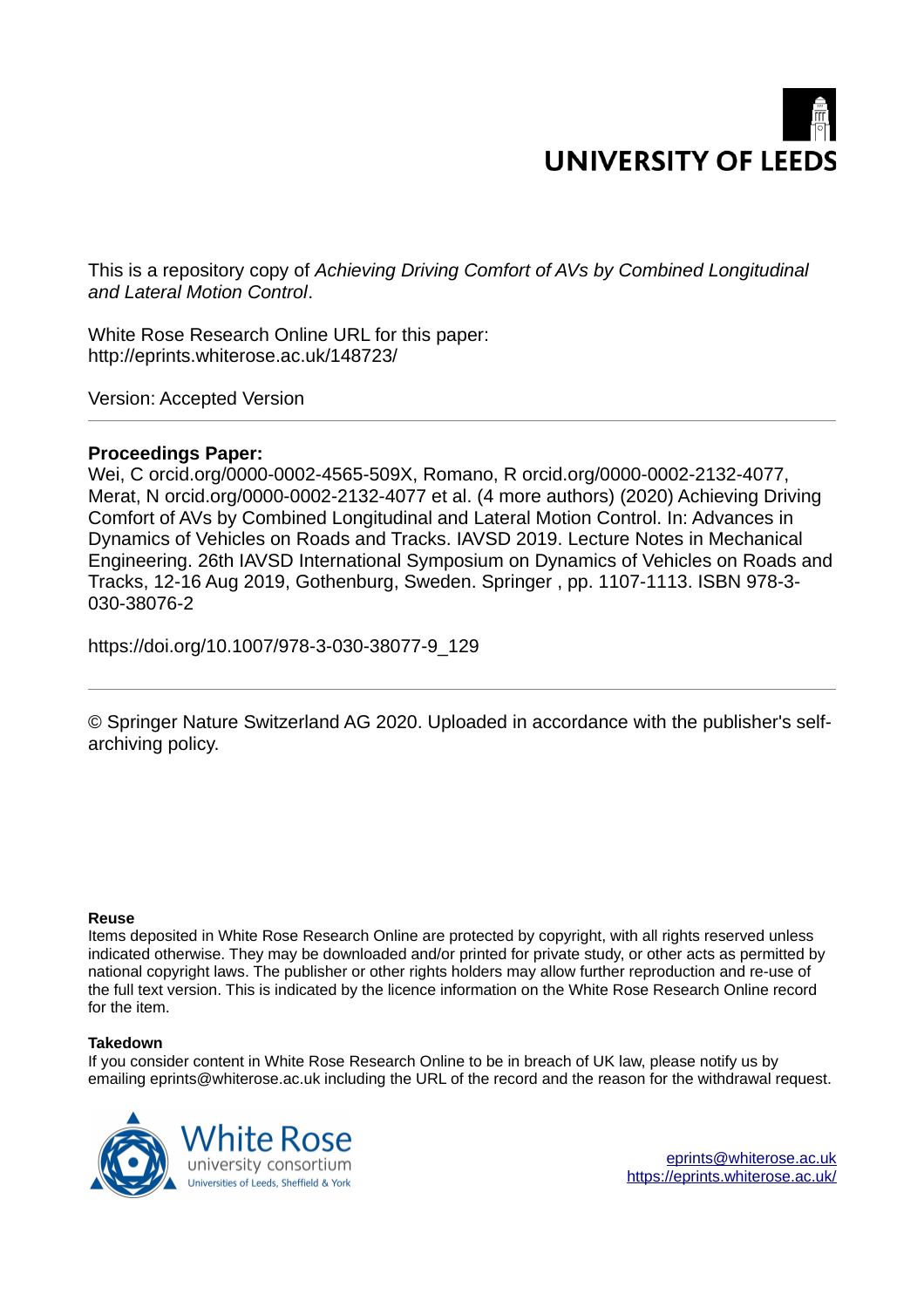UNIVERSITY OF LEEDS

This is a repository copy of *Achieving Driving Comfort of AVs by Combined Longitudinal and Lateral Motion Control*.

White Rose Research Online URL for this paper:
http://eprints.whiterose.ac.uk/148723/

Version: Accepted Version

**Proceedings Paper:**

Wei, C orcid.org/0000-0002-4565-509X, Romano, R orcid.org/0000-0002-2132-4077, Merat, N orcid.org/0000-0002-2132-4077 et al. (4 more authors) (2020) Achieving Driving Comfort of AVs by Combined Longitudinal and Lateral Motion Control. In: Advances in Dynamics of Vehicles on Roads and Tracks. IAVSD 2019. Lecture Notes in Mechanical Engineering. 26th IAVSD International Symposium on Dynamics of Vehicles on Roads and Tracks, 12-16 Aug 2019, Gothenburg, Sweden. Springer , pp. 1107-1113. ISBN 978-3-030-38076-2

https://doi.org/10.1007/978-3-030-38077-9_129

© Springer Nature Switzerland AG 2020. Uploaded in accordance with the publisher's self-archiving policy.

**Reuse**

Items deposited in White Rose Research Online are protected by copyright, with all rights reserved unless indicated otherwise. They may be downloaded and/or printed for private study, or other acts as permitted by national copyright laws. The publisher or other rights holders may allow further reproduction and re-use of the full text version. This is indicated by the licence information on the White Rose Research Online record for the item.

**Takedown**

If you consider content in White Rose Research Online to be in breach of UK law, please notify us by emailing eprints@whiterose.ac.uk including the URL of the record and the reason for the withdrawal request.

White Rose university consortium
Universities of Leeds, Sheffield & York

eprints@whiterose.ac.uk
https://eprints.whiterose.ac.uk/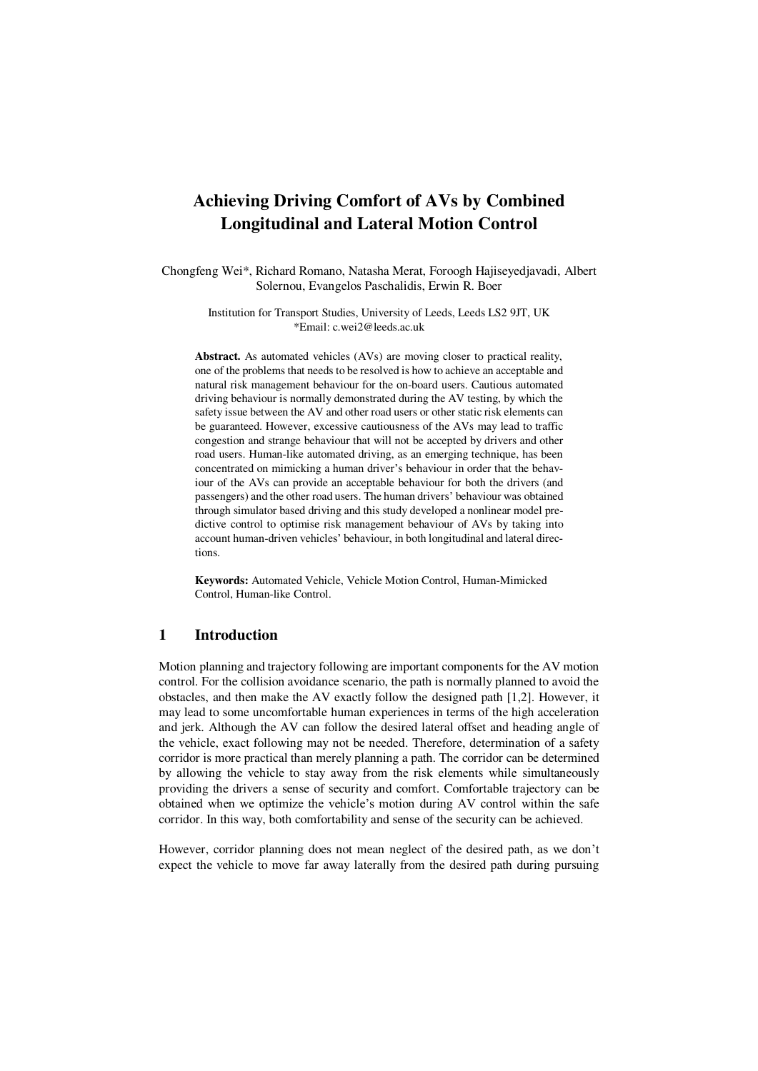# Achieving Driving Comfort of AVs by Combined Longitudinal and Lateral Motion Control

Chongfeng Wei*, Richard Romano, Natasha Merat, Foroogh Hajiseyedjavadi, Albert Solernou, Evangelos Paschalidis, Erwin R. Boer

Institution for Transport Studies, University of Leeds, Leeds LS2 9JT, UK
*Email: c.wei2@leeds.ac.uk

**Abstract.** As automated vehicles (AVs) are moving closer to practical reality, one of the problems that needs to be resolved is how to achieve an acceptable and natural risk management behaviour for the on-board users. Cautious automated driving behaviour is normally demonstrated during the AV testing, by which the safety issue between the AV and other road users or other static risk elements can be guaranteed. However, excessive cautiousness of the AVs may lead to traffic congestion and strange behaviour that will not be accepted by drivers and other road users. Human-like automated driving, as an emerging technique, has been concentrated on mimicking a human driver's behaviour in order that the behaviour of the AVs can provide an acceptable behaviour for both the drivers (and passengers) and the other road users. The human drivers' behaviour was obtained through simulator based driving and this study developed a nonlinear model predictive control to optimise risk management behaviour of AVs by taking into account human-driven vehicles' behaviour, in both longitudinal and lateral directions.

**Keywords:** Automated Vehicle, Vehicle Motion Control, Human-Mimicked Control, Human-like Control.

## 1 Introduction

Motion planning and trajectory following are important components for the AV motion control. For the collision avoidance scenario, the path is normally planned to avoid the obstacles, and then make the AV exactly follow the designed path [1,2]. However, it may lead to some uncomfortable human experiences in terms of the high acceleration and jerk. Although the AV can follow the desired lateral offset and heading angle of the vehicle, exact following may not be needed. Therefore, determination of a safety corridor is more practical than merely planning a path. The corridor can be determined by allowing the vehicle to stay away from the risk elements while simultaneously providing the drivers a sense of security and comfort. Comfortable trajectory can be obtained when we optimize the vehicle's motion during AV control within the safe corridor. In this way, both comfortability and sense of the security can be achieved.

However, corridor planning does not mean neglect of the desired path, as we don't expect the vehicle to move far away laterally from the desired path during pursuing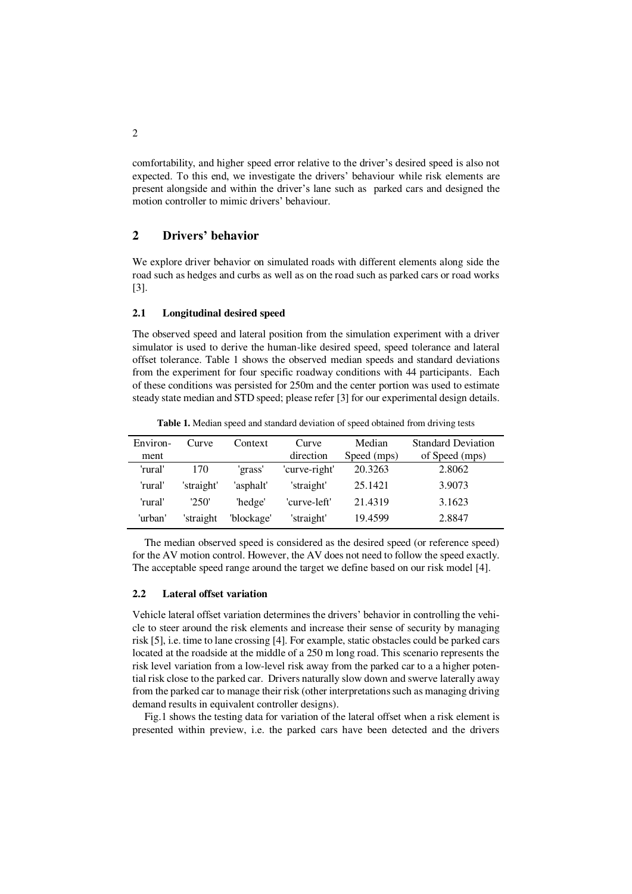comfortability, and higher speed error relative to the driver's desired speed is also not expected. To this end, we investigate the drivers' behaviour while risk elements are present alongside and within the driver's lane such as parked cars and designed the motion controller to mimic drivers' behaviour.

## 2 Drivers' behavior

We explore driver behavior on simulated roads with different elements along side the road such as hedges and curbs as well as on the road such as parked cars or road works [3].

### 2.1 Longitudinal desired speed

The observed speed and lateral position from the simulation experiment with a driver simulator is used to derive the human-like desired speed, speed tolerance and lateral offset tolerance. Table 1 shows the observed median speeds and standard deviations from the experiment for four specific roadway conditions with 44 participants. Each of these conditions was persisted for 250m and the center portion was used to estimate steady state median and STD speed; please refer [3] for our experimental design details.

**Table 1.** Median speed and standard deviation of speed obtained from driving tests

| Environment | Curve | Context | Curve direction | Median Speed (mps) | Standard Deviation of Speed (mps) |
|---|---|---|---|---|---|
| 'rural' | 170 | 'grass' | 'curve-right' | 20.3263 | 2.8062 |
| 'rural' | 'straight' | 'asphalt' | 'straight' | 25.1421 | 3.9073 |
| 'rural' | '250' | 'hedge' | 'curve-left' | 21.4319 | 3.1623 |
| 'urban' | 'straight | 'blockage' | 'straight' | 19.4599 | 2.8847 |

The median observed speed is considered as the desired speed (or reference speed) for the AV motion control. However, the AV does not need to follow the speed exactly. The acceptable speed range around the target we define based on our risk model [4].

### 2.2 Lateral offset variation

Vehicle lateral offset variation determines the drivers' behavior in controlling the vehicle to steer around the risk elements and increase their sense of security by managing risk [5], i.e. time to lane crossing [4]. For example, static obstacles could be parked cars located at the roadside at the middle of a 250 m long road. This scenario represents the risk level variation from a low-level risk away from the parked car to a a higher potential risk close to the parked car. Drivers naturally slow down and swerve laterally away from the parked car to manage their risk (other interpretations such as managing driving demand results in equivalent controller designs).

Fig.1 shows the testing data for variation of the lateral offset when a risk element is presented within preview, i.e. the parked cars have been detected and the drivers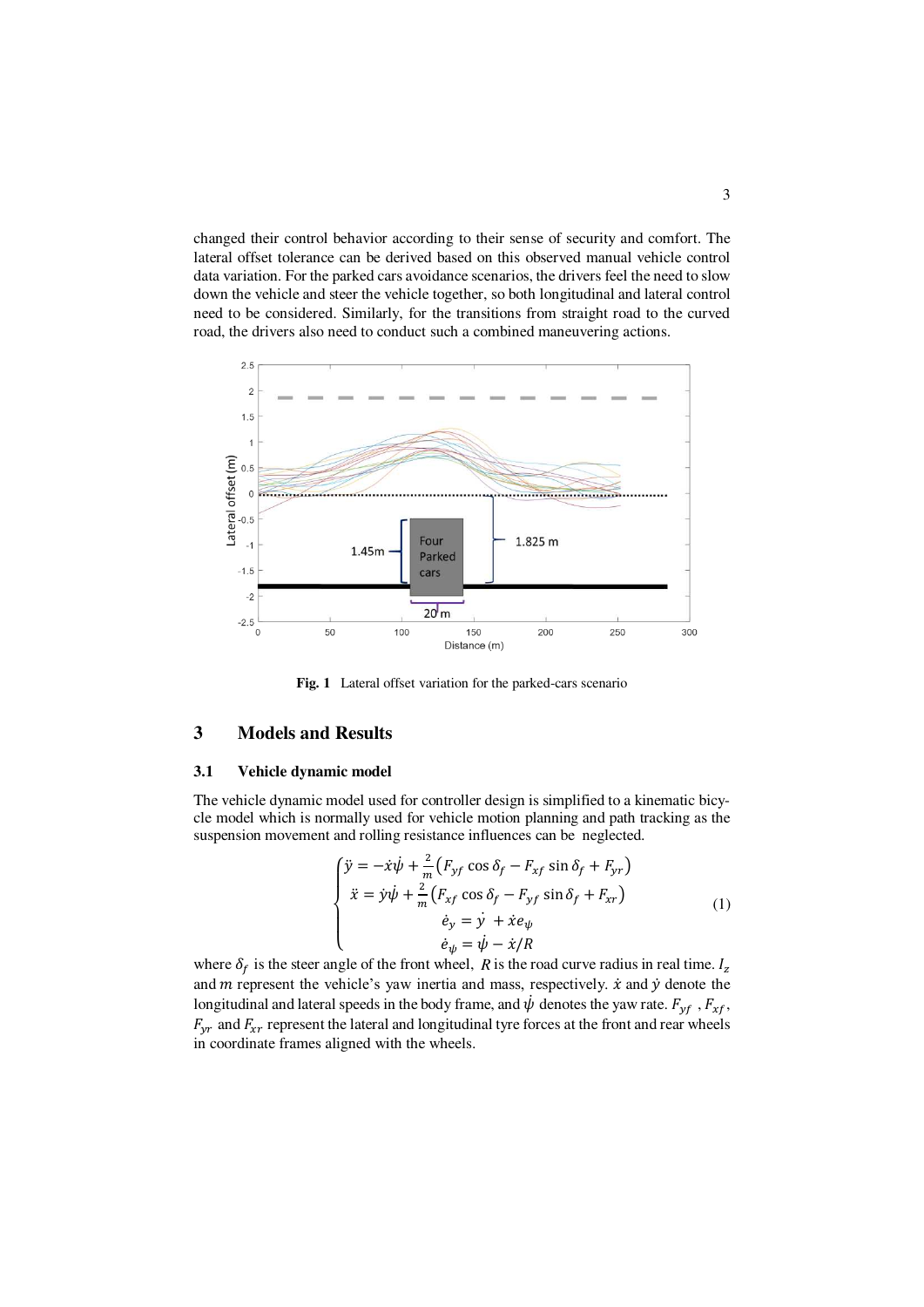changed their control behavior according to their sense of security and comfort. The lateral offset tolerance can be derived based on this observed manual vehicle control data variation. For the parked cars avoidance scenarios, the drivers feel the need to slow down the vehicle and steer the vehicle together, so both longitudinal and lateral control need to be considered. Similarly, for the transitions from straight road to the curved road, the drivers also need to conduct such a combined maneuvering actions.

**Fig. 1** Lateral offset variation for the parked-cars scenario

## 3 Models and Results

### 3.1 Vehicle dynamic model

The vehicle dynamic model used for controller design is simplified to a kinematic bicycle model which is normally used for vehicle motion planning and path tracking as the suspension movement and rolling resistance influences can be neglected.

$$\begin{cases} \ddot{y} = -\dot{x}\dot{\psi} + \frac{2}{m}\left(F_{yf}\cos\delta_f - F_{xf}\sin\delta_f + F_{yr}\right) \\ \ddot{x} = \dot{y}\dot{\psi} + \frac{2}{m}\left(F_{xf}\cos\delta_f - F_{yf}\sin\delta_f + F_{xr}\right) \\ \dot{e}_y = \dot{y} + \dot{x}e_\psi \\ \dot{e}_\psi = \dot{\psi} - \dot{x}/R \end{cases} \tag{1}$$

where $\delta_f$ is the steer angle of the front wheel, $R$ is the road curve radius in real time. $I_z$ and $m$ represent the vehicle's yaw inertia and mass, respectively. $\dot{x}$ and $\dot{y}$ denote the longitudinal and lateral speeds in the body frame, and $\dot{\psi}$ denotes the yaw rate. $F_{yf}$, $F_{xf}$, $F_{yr}$ and $F_{xr}$ represent the lateral and longitudinal tyre forces at the front and rear wheels in coordinate frames aligned with the wheels.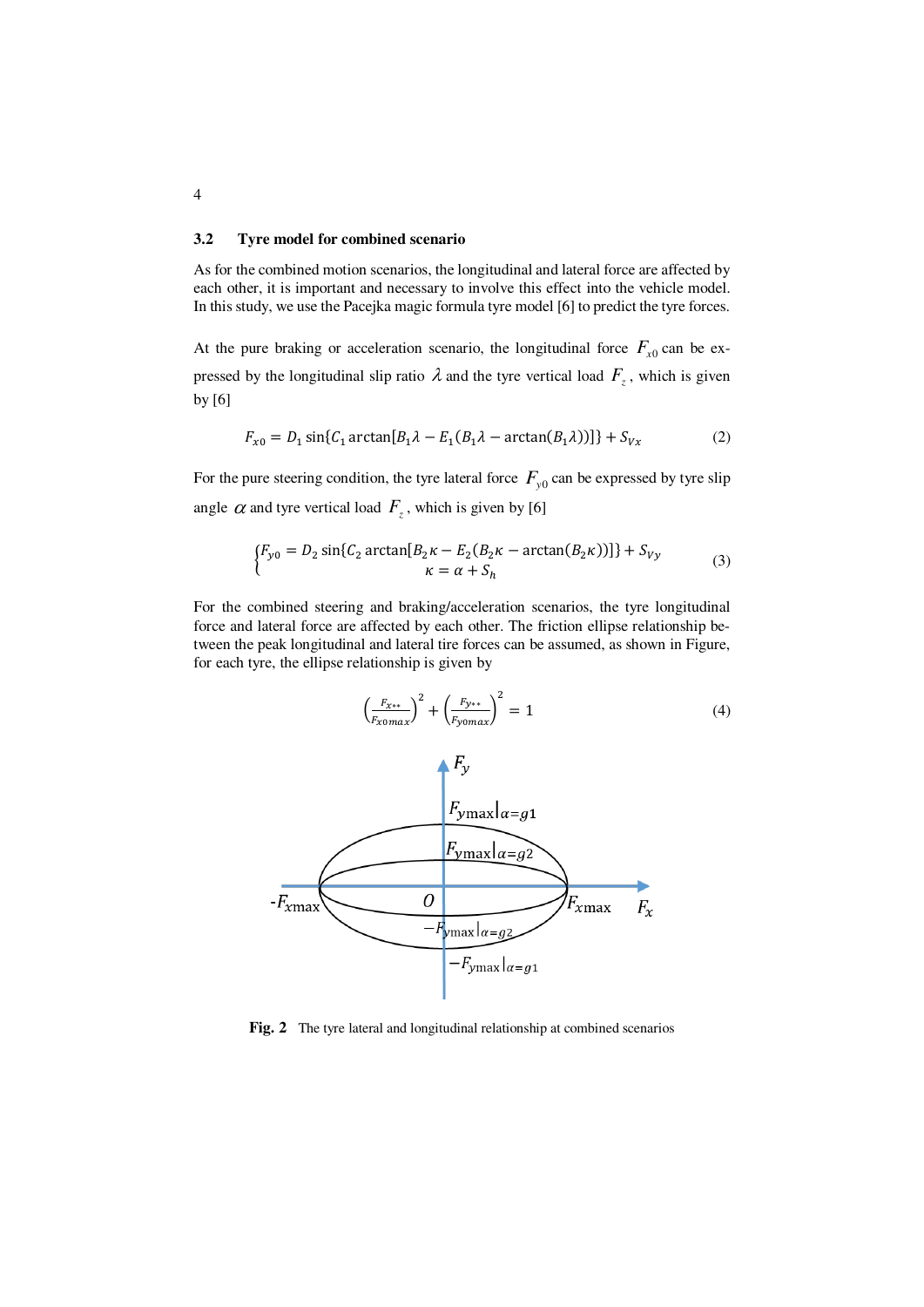## 3.2 Tyre model for combined scenario

As for the combined motion scenarios, the longitudinal and lateral force are affected by each other, it is important and necessary to involve this effect into the vehicle model. In this study, we use the Pacejka magic formula tyre model [6] to predict the tyre forces.

At the pure braking or acceleration scenario, the longitudinal force $F_{x0}$ can be expressed by the longitudinal slip ratio $\lambda$ and the tyre vertical load $F_z$, which is given by [6]

$$F_{x0} = D_1 \sin\{C_1 \arctan[B_1\lambda - E_1(B_1\lambda - \arctan(B_1\lambda))]\} + S_{Vx} \tag{2}$$

For the pure steering condition, the tyre lateral force $F_{y0}$ can be expressed by tyre slip angle $\alpha$ and tyre vertical load $F_z$, which is given by [6]

$$\begin{cases} F_{y0} = D_2 \sin\{C_2 \arctan[B_2\kappa - E_2(B_2\kappa - \arctan(B_2\kappa))]\} + S_{Vy} \\ \kappa = \alpha + S_h \end{cases} \tag{3}$$

For the combined steering and braking/acceleration scenarios, the tyre longitudinal force and lateral force are affected by each other. The friction ellipse relationship between the peak longitudinal and lateral tire forces can be assumed, as shown in Figure, for each tyre, the ellipse relationship is given by

$$\left(\frac{F_{x**}}{F_{x0max}}\right)^2 + \left(\frac{F_{y**}}{F_{y0max}}\right)^2 = 1 \tag{4}$$

**Fig. 2** The tyre lateral and longitudinal relationship at combined scenarios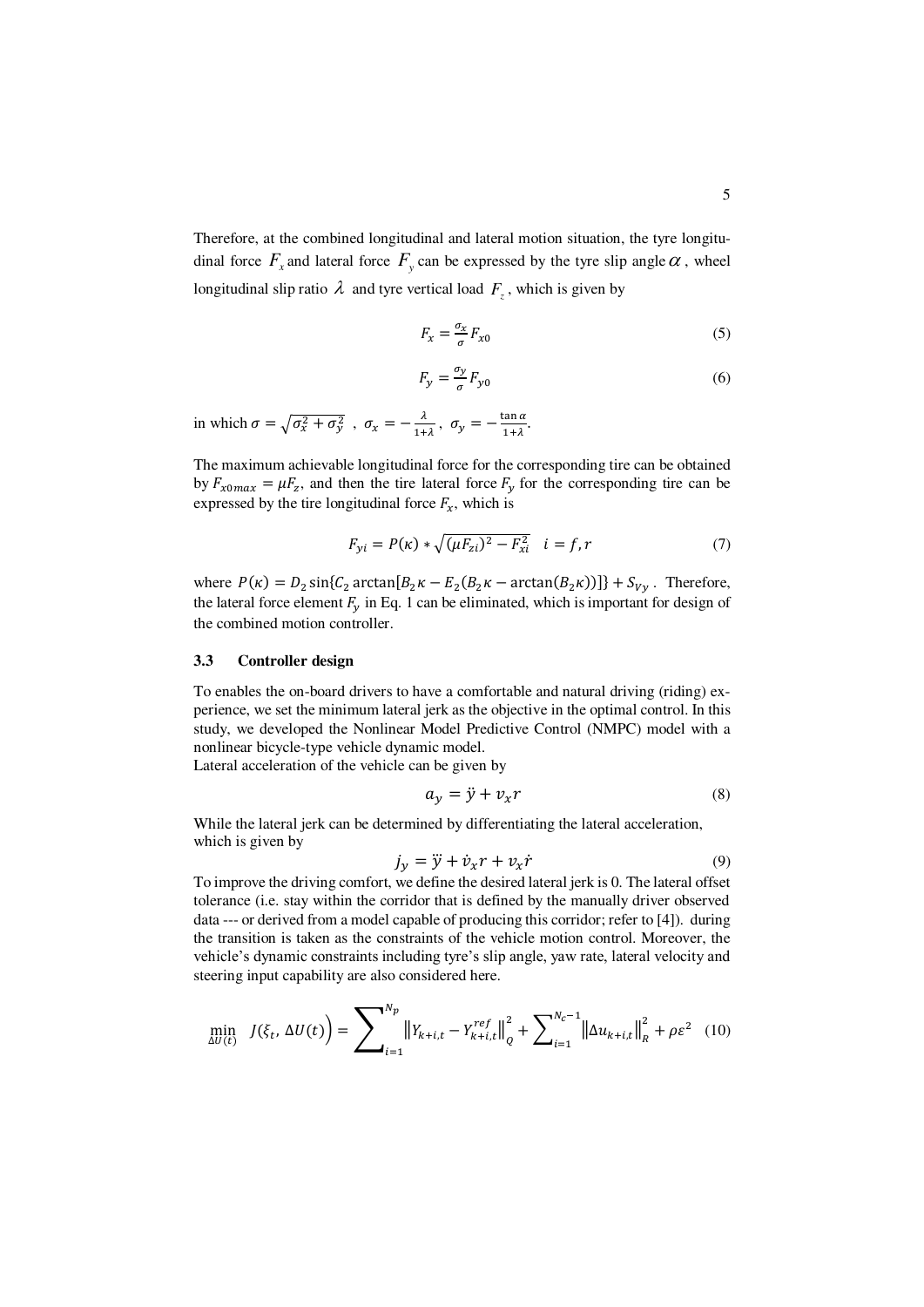Therefore, at the combined longitudinal and lateral motion situation, the tyre longitudinal force $F_x$ and lateral force $F_y$ can be expressed by the tyre slip angle $\alpha$, wheel longitudinal slip ratio $\lambda$ and tyre vertical load $F_z$, which is given by

$$F_x = \frac{\sigma_x}{\sigma} F_{x0} \tag{5}$$

$$F_y = \frac{\sigma_y}{\sigma} F_{y0} \tag{6}$$

in which $\sigma = \sqrt{\sigma_x^2 + \sigma_y^2}$ , $\sigma_x = -\frac{\lambda}{1+\lambda}$, $\sigma_y = -\frac{\tan\alpha}{1+\lambda}$.

The maximum achievable longitudinal force for the corresponding tire can be obtained by $F_{x0max} = \mu F_z$, and then the tire lateral force $F_y$ for the corresponding tire can be expressed by the tire longitudinal force $F_x$, which is

$$F_{yi} = P(\kappa) * \sqrt{(\mu F_{zi})^2 - F_{xi}^2} \quad i = f, r \tag{7}$$

where $P(\kappa) = D_2 \sin\{C_2 \arctan[B_2\kappa - E_2(B_2\kappa - \arctan(B_2\kappa))]\} + S_{Vy}$. Therefore, the lateral force element $F_y$ in Eq. 1 can be eliminated, which is important for design of the combined motion controller.

### 3.3 Controller design

To enables the on-board drivers to have a comfortable and natural driving (riding) experience, we set the minimum lateral jerk as the objective in the optimal control. In this study, we developed the Nonlinear Model Predictive Control (NMPC) model with a nonlinear bicycle-type vehicle dynamic model.
Lateral acceleration of the vehicle can be given by

$$a_y = \ddot{y} + v_x r \tag{8}$$

While the lateral jerk can be determined by differentiating the lateral acceleration, which is given by

$$j_y = \dddot{y} + \dot{v}_x r + v_x \dot{r} \tag{9}$$

To improve the driving comfort, we define the desired lateral jerk is 0. The lateral offset tolerance (i.e. stay within the corridor that is defined by the manually driver observed data --- or derived from a model capable of producing this corridor; refer to [4]). during the transition is taken as the constraints of the vehicle motion control. Moreover, the vehicle's dynamic constraints including tyre's slip angle, yaw rate, lateral velocity and steering input capability are also considered here.

$$\min_{\Delta U(t)} \; J(\xi_t, \Delta U(t)) = \sum_{i=1}^{N_p} \left\| Y_{k+i,t} - Y_{k+i,t}^{ref} \right\|_Q^2 + \sum_{i=1}^{N_c - 1} \left\| \Delta u_{k+i,t} \right\|_R^2 + \rho \varepsilon^2 \tag{10}$$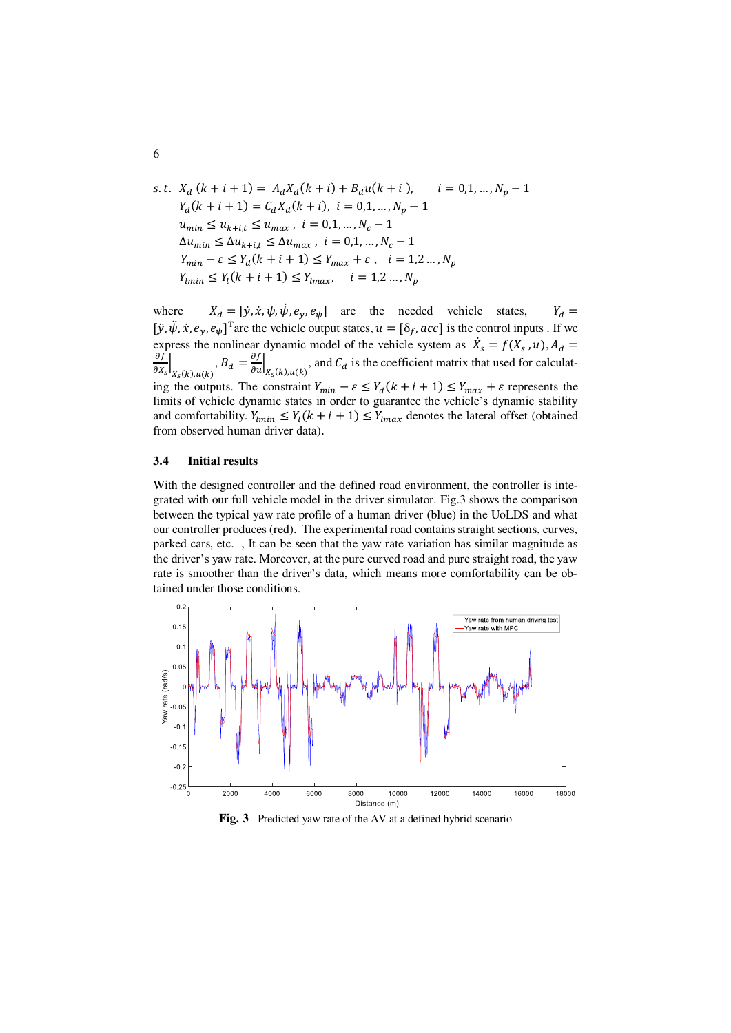$$
\begin{aligned}
s.t.\; & X_d(k+i+1) = A_d X_d(k+i) + B_d u(k+i), \quad i = 0,1,\ldots,N_p-1 \\
& Y_d(k+i+1) = C_d X_d(k+i), \; i = 0,1,\ldots,N_p-1 \\
& u_{min} \le u_{k+i,t} \le u_{max}, \; i = 0,1,\ldots,N_c-1 \\
& \Delta u_{min} \le \Delta u_{k+i,t} \le \Delta u_{max}, \; i = 0,1,\ldots,N_c-1 \\
& Y_{min} - \varepsilon \le Y_d(k+i+1) \le Y_{max} + \varepsilon, \quad i = 1,2\ldots,N_p \\
& Y_{lmin} \le Y_l(k+i+1) \le Y_{lmax}, \quad i = 1,2\ldots,N_p
\end{aligned}
$$

where $X_d = [\dot{y}, \dot{x}, \psi, \dot{\psi}, e_y, e_\psi]$ are the needed vehicle states, $Y_d = [\ddot{y}, \ddot{\psi}, \dot{x}, e_y, e_\psi]^{\mathrm{T}}$ are the vehicle output states, $u = [\delta_f, acc]$ is the control inputs . If we express the nonlinear dynamic model of the vehicle system as $\dot{X}_s = f(X_s, u)$, $A_d = \left.\frac{\partial f}{\partial X_s}\right|_{X_s(k),u(k)}$, $B_d = \left.\frac{\partial f}{\partial u}\right|_{X_s(k),u(k)}$, and $C_d$ is the coefficient matrix that used for calculating the outputs. The constraint $Y_{min} - \varepsilon \le Y_d(k+i+1) \le Y_{max} + \varepsilon$ represents the limits of vehicle dynamic states in order to guarantee the vehicle's dynamic stability and comfortability. $Y_{lmin} \le Y_l(k+i+1) \le Y_{lmax}$ denotes the lateral offset (obtained from observed human driver data).

### 3.4 Initial results

With the designed controller and the defined road environment, the controller is integrated with our full vehicle model in the driver simulator. Fig.3 shows the comparison between the typical yaw rate profile of a human driver (blue) in the UoLDS and what our controller produces (red). The experimental road contains straight sections, curves, parked cars, etc. , It can be seen that the yaw rate variation has similar magnitude as the driver's yaw rate. Moreover, at the pure curved road and pure straight road, the yaw rate is smoother than the driver's data, which means more comfortability can be obtained under those conditions.

**Fig. 3** Predicted yaw rate of the AV at a defined hybrid scenario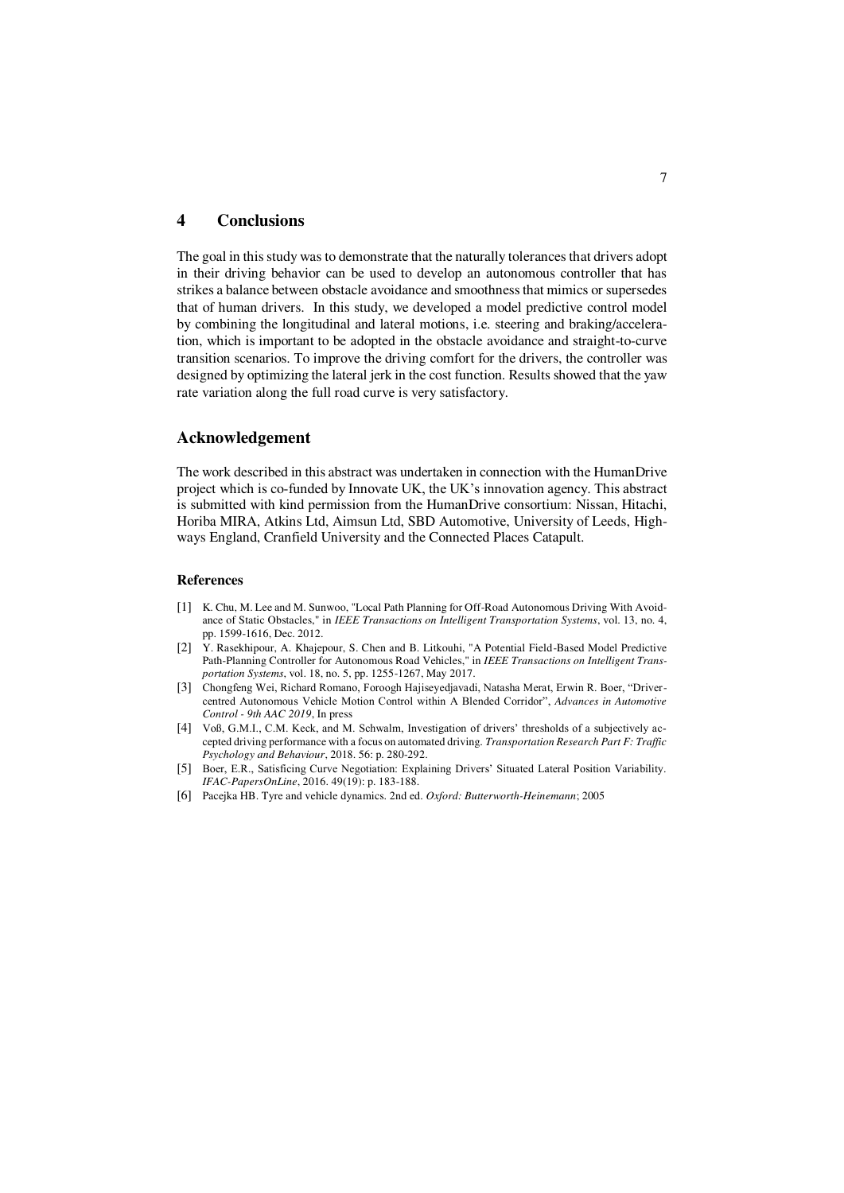## 4 Conclusions

The goal in this study was to demonstrate that the naturally tolerances that drivers adopt in their driving behavior can be used to develop an autonomous controller that has strikes a balance between obstacle avoidance and smoothness that mimics or supersedes that of human drivers. In this study, we developed a model predictive control model by combining the longitudinal and lateral motions, i.e. steering and braking/acceleration, which is important to be adopted in the obstacle avoidance and straight-to-curve transition scenarios. To improve the driving comfort for the drivers, the controller was designed by optimizing the lateral jerk in the cost function. Results showed that the yaw rate variation along the full road curve is very satisfactory.

## Acknowledgement

The work described in this abstract was undertaken in connection with the HumanDrive project which is co-funded by Innovate UK, the UK's innovation agency. This abstract is submitted with kind permission from the HumanDrive consortium: Nissan, Hitachi, Horiba MIRA, Atkins Ltd, Aimsun Ltd, SBD Automotive, University of Leeds, Highways England, Cranfield University and the Connected Places Catapult.

### References

[1] K. Chu, M. Lee and M. Sunwoo, "Local Path Planning for Off-Road Autonomous Driving With Avoidance of Static Obstacles," in *IEEE Transactions on Intelligent Transportation Systems*, vol. 13, no. 4, pp. 1599-1616, Dec. 2012.

[2] Y. Rasekhipour, A. Khajepour, S. Chen and B. Litkouhi, "A Potential Field-Based Model Predictive Path-Planning Controller for Autonomous Road Vehicles," in *IEEE Transactions on Intelligent Transportation Systems*, vol. 18, no. 5, pp. 1255-1267, May 2017.

[3] Chongfeng Wei, Richard Romano, Foroogh Hajiseyedjavadi, Natasha Merat, Erwin R. Boer, "Driver-centred Autonomous Vehicle Motion Control within A Blended Corridor", *Advances in Automotive Control - 9th AAC 2019*, In press

[4] Voß, G.M.I., C.M. Keck, and M. Schwalm, Investigation of drivers' thresholds of a subjectively accepted driving performance with a focus on automated driving. *Transportation Research Part F: Traffic Psychology and Behaviour*, 2018. 56: p. 280-292.

[5] Boer, E.R., Satisficing Curve Negotiation: Explaining Drivers' Situated Lateral Position Variability. *IFAC-PapersOnLine*, 2016. 49(19): p. 183-188.

[6] Pacejka HB. Tyre and vehicle dynamics. 2nd ed. *Oxford: Butterworth-Heinemann*; 2005